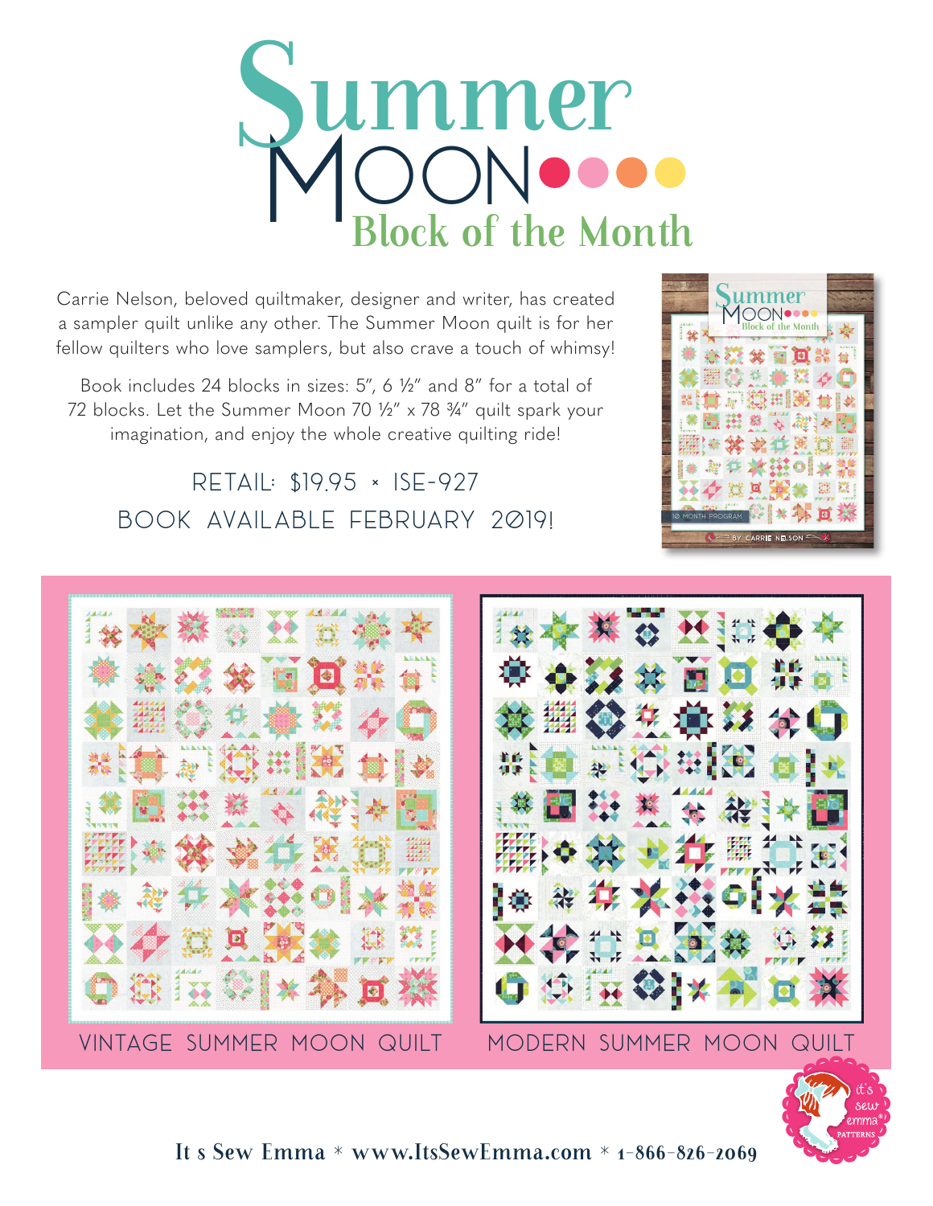# Summer Moon

## Block of the Month

Carrie Nelson, beloved quiltmaker, designer and writer, has created a sampler quilt unlike any other. The Summer Moon quilt is for her fellow quilters who love samplers, but also crave a touch of whimsy!

Book includes 24 blocks in sizes: 5", 6 ½" and 8" for a total of 72 blocks. Let the Summer Moon 70 ½" x 78 ¾" quilt spark your imagination, and enjoy the whole creative quilting ride!

RETAIL: $19.95 × ISE-927

BOOK AVAILABLE FEBRUARY 2019!

VINTAGE SUMMER MOON QUILT

MODERN SUMMER MOON QUILT

It s Sew Emma * www.ItsSewEmma.com * 1-866-826-2069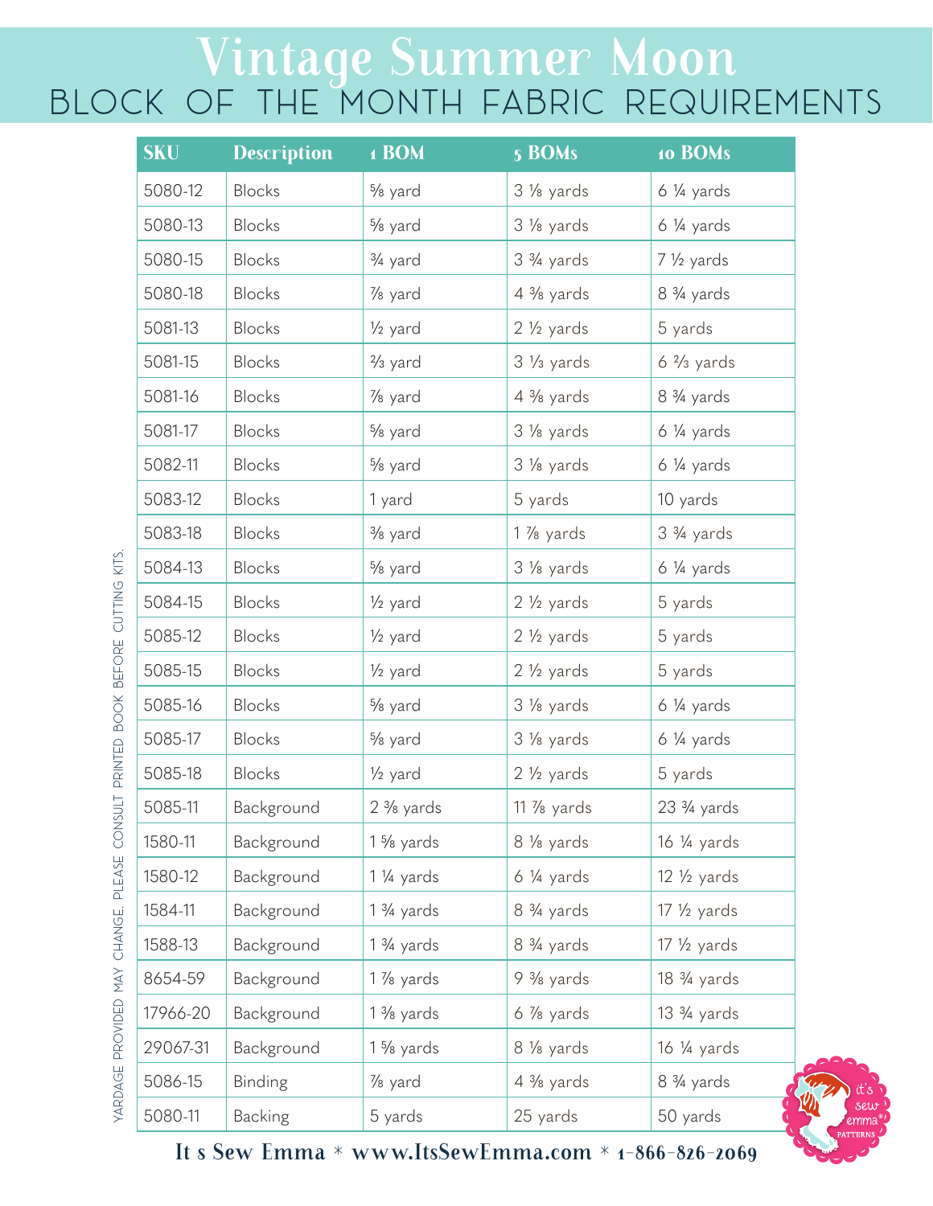# Vintage Summer Moon

## BLOCK OF THE MONTH FABRIC REQUIREMENTS

| SKU | Description | 1 BOM | 5 BOMs | 10 BOMs |
|---|---|---|---|---|
| 5080-12 | Blocks | ⅝ yard | 3 ⅛ yards | 6 ¼ yards |
| 5080-13 | Blocks | ⅝ yard | 3 ⅛ yards | 6 ¼ yards |
| 5080-15 | Blocks | ¾ yard | 3 ¾ yards | 7 ½ yards |
| 5080-18 | Blocks | ⅞ yard | 4 ⅜ yards | 8 ¾ yards |
| 5081-13 | Blocks | ½ yard | 2 ½ yards | 5 yards |
| 5081-15 | Blocks | ⅔ yard | 3 ⅓ yards | 6 ⅔ yards |
| 5081-16 | Blocks | ⅞ yard | 4 ⅜ yards | 8 ¾ yards |
| 5081-17 | Blocks | ⅝ yard | 3 ⅛ yards | 6 ¼ yards |
| 5082-11 | Blocks | ⅝ yard | 3 ⅛ yards | 6 ¼ yards |
| 5083-12 | Blocks | 1 yard | 5 yards | 10 yards |
| 5083-18 | Blocks | ⅜ yard | 1 ⅞ yards | 3 ¾ yards |
| 5084-13 | Blocks | ⅝ yard | 3 ⅛ yards | 6 ¼ yards |
| 5084-15 | Blocks | ½ yard | 2 ½ yards | 5 yards |
| 5085-12 | Blocks | ½ yard | 2 ½ yards | 5 yards |
| 5085-15 | Blocks | ½ yard | 2 ½ yards | 5 yards |
| 5085-16 | Blocks | ⅝ yard | 3 ⅛ yards | 6 ¼ yards |
| 5085-17 | Blocks | ⅝ yard | 3 ⅛ yards | 6 ¼ yards |
| 5085-18 | Blocks | ½ yard | 2 ½ yards | 5 yards |
| 5085-11 | Background | 2 ⅜ yards | 11 ⅞ yards | 23 ¾ yards |
| 1580-11 | Background | 1 ⅝ yards | 8 ⅛ yards | 16 ¼ yards |
| 1580-12 | Background | 1 ¼ yards | 6 ¼ yards | 12 ½ yards |
| 1584-11 | Background | 1 ¾ yards | 8 ¾ yards | 17 ½ yards |
| 1588-13 | Background | 1 ¾ yards | 8 ¾ yards | 17 ½ yards |
| 8654-59 | Background | 1 ⅞ yards | 9 ⅜ yards | 18 ¾ yards |
| 17966-20 | Background | 1 ⅜ yards | 6 ⅞ yards | 13 ¾ yards |
| 29067-31 | Background | 1 ⅝ yards | 8 ⅛ yards | 16 ¼ yards |
| 5086-15 | Binding | ⅞ yard | 4 ⅜ yards | 8 ¾ yards |
| 5080-11 | Backing | 5 yards | 25 yards | 50 yards |

YARDAGE PROVIDED MAY CHANGE. PLEASE CONSULT PRINTED BOOK BEFORE CUTTING KITS.

It s Sew Emma * www.ItsSewEmma.com * 1-866-826-2069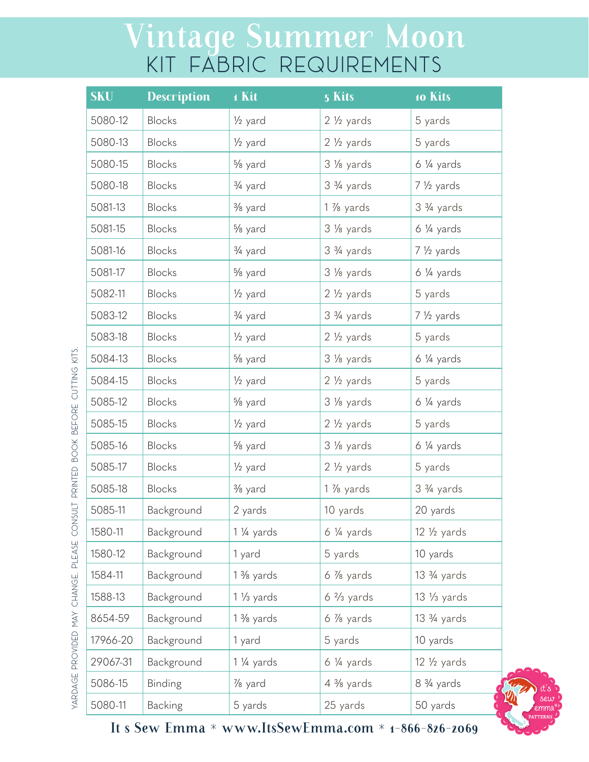# Vintage Summer Moon

## KIT FABRIC REQUIREMENTS

| SKU | Description | 1 Kit | 5 Kits | 10 Kits |
|---|---|---|---|---|
| 5080-12 | Blocks | ½ yard | 2 ½ yards | 5 yards |
| 5080-13 | Blocks | ½ yard | 2 ½ yards | 5 yards |
| 5080-15 | Blocks | ⅝ yard | 3 ⅛ yards | 6 ¼ yards |
| 5080-18 | Blocks | ¾ yard | 3 ¾ yards | 7 ½ yards |
| 5081-13 | Blocks | ⅜ yard | 1 ⅞ yards | 3 ¾ yards |
| 5081-15 | Blocks | ⅝ yard | 3 ⅛ yards | 6 ¼ yards |
| 5081-16 | Blocks | ¾ yard | 3 ¾ yards | 7 ½ yards |
| 5081-17 | Blocks | ⅝ yard | 3 ⅛ yards | 6 ¼ yards |
| 5082-11 | Blocks | ½ yard | 2 ½ yards | 5 yards |
| 5083-12 | Blocks | ¾ yard | 3 ¾ yards | 7 ½ yards |
| 5083-18 | Blocks | ½ yard | 2 ½ yards | 5 yards |
| 5084-13 | Blocks | ⅝ yard | 3 ⅛ yards | 6 ¼ yards |
| 5084-15 | Blocks | ½ yard | 2 ½ yards | 5 yards |
| 5085-12 | Blocks | ⅝ yard | 3 ⅛ yards | 6 ¼ yards |
| 5085-15 | Blocks | ½ yard | 2 ½ yards | 5 yards |
| 5085-16 | Blocks | ⅝ yard | 3 ⅛ yards | 6 ¼ yards |
| 5085-17 | Blocks | ½ yard | 2 ½ yards | 5 yards |
| 5085-18 | Blocks | ⅜ yard | 1 ⅞ yards | 3 ¾ yards |
| 5085-11 | Background | 2 yards | 10 yards | 20 yards |
| 1580-11 | Background | 1 ¼ yards | 6 ¼ yards | 12 ½ yards |
| 1580-12 | Background | 1 yard | 5 yards | 10 yards |
| 1584-11 | Background | 1 ⅜ yards | 6 ⅞ yards | 13 ¾ yards |
| 1588-13 | Background | 1 ⅓ yards | 6 ⅔ yards | 13 ⅓ yards |
| 8654-59 | Background | 1 ⅜ yards | 6 ⅞ yards | 13 ¾ yards |
| 17966-20 | Background | 1 yard | 5 yards | 10 yards |
| 29067-31 | Background | 1 ¼ yards | 6 ¼ yards | 12 ½ yards |
| 5086-15 | Binding | ⅞ yard | 4 ⅜ yards | 8 ¾ yards |
| 5080-11 | Backing | 5 yards | 25 yards | 50 yards |

YARDAGE PROVIDED MAY CHANGE. PLEASE CONSULT PRINTED BOOK BEFORE CUTTING KITS.

It s Sew Emma * www.ItsSewEmma.com * 1-866-826-2069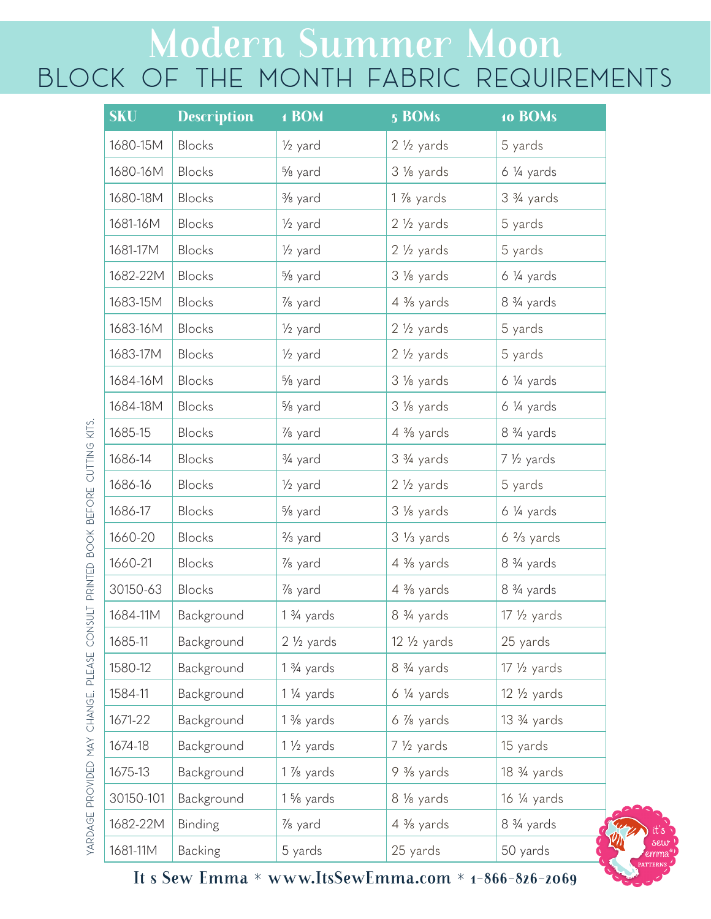# Modern Summer Moon

## BLOCK OF THE MONTH FABRIC REQUIREMENTS

| SKU | Description | 1 BOM | 5 BOMs | 10 BOMs |
|---|---|---|---|---|
| 1680-15M | Blocks | ½ yard | 2 ½ yards | 5 yards |
| 1680-16M | Blocks | ⅝ yard | 3 ⅛ yards | 6 ¼ yards |
| 1680-18M | Blocks | ⅜ yard | 1 ⅞ yards | 3 ¾ yards |
| 1681-16M | Blocks | ½ yard | 2 ½ yards | 5 yards |
| 1681-17M | Blocks | ½ yard | 2 ½ yards | 5 yards |
| 1682-22M | Blocks | ⅝ yard | 3 ⅛ yards | 6 ¼ yards |
| 1683-15M | Blocks | ⅞ yard | 4 ⅜ yards | 8 ¾ yards |
| 1683-16M | Blocks | ½ yard | 2 ½ yards | 5 yards |
| 1683-17M | Blocks | ½ yard | 2 ½ yards | 5 yards |
| 1684-16M | Blocks | ⅝ yard | 3 ⅛ yards | 6 ¼ yards |
| 1684-18M | Blocks | ⅝ yard | 3 ⅛ yards | 6 ¼ yards |
| 1685-15 | Blocks | ⅞ yard | 4 ⅜ yards | 8 ¾ yards |
| 1686-14 | Blocks | ¾ yard | 3 ¾ yards | 7 ½ yards |
| 1686-16 | Blocks | ½ yard | 2 ½ yards | 5 yards |
| 1686-17 | Blocks | ⅝ yard | 3 ⅛ yards | 6 ¼ yards |
| 1660-20 | Blocks | ⅔ yard | 3 ⅓ yards | 6 ⅔ yards |
| 1660-21 | Blocks | ⅞ yard | 4 ⅜ yards | 8 ¾ yards |
| 30150-63 | Blocks | ⅞ yard | 4 ⅜ yards | 8 ¾ yards |
| 1684-11M | Background | 1 ¾ yards | 8 ¾ yards | 17 ½ yards |
| 1685-11 | Background | 2 ½ yards | 12 ½ yards | 25 yards |
| 1580-12 | Background | 1 ¾ yards | 8 ¾ yards | 17 ½ yards |
| 1584-11 | Background | 1 ¼ yards | 6 ¼ yards | 12 ½ yards |
| 1671-22 | Background | 1 ⅜ yards | 6 ⅞ yards | 13 ¾ yards |
| 1674-18 | Background | 1 ½ yards | 7 ½ yards | 15 yards |
| 1675-13 | Background | 1 ⅞ yards | 9 ⅜ yards | 18 ¾ yards |
| 30150-101 | Background | 1 ⅝ yards | 8 ⅛ yards | 16 ¼ yards |
| 1682-22M | Binding | ⅞ yard | 4 ⅜ yards | 8 ¾ yards |
| 1681-11M | Backing | 5 yards | 25 yards | 50 yards |

YARDAGE PROVIDED MAY CHANGE. PLEASE CONSULT PRINTED BOOK BEFORE CUTTING KITS.

It s Sew Emma * www.ItsSewEmma.com * 1-866-826-2069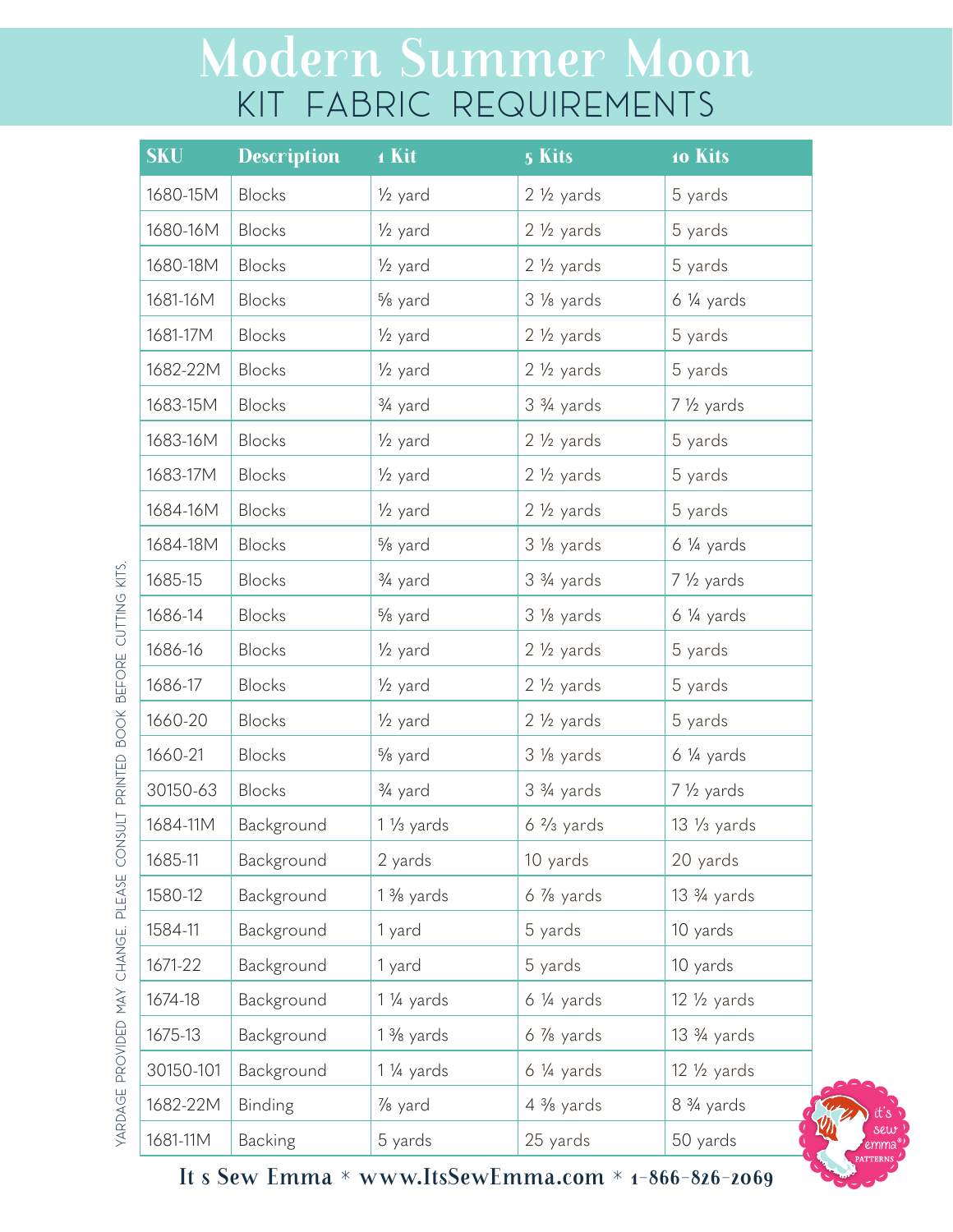# Modern Summer Moon

## KIT FABRIC REQUIREMENTS

| SKU | Description | 1 Kit | 5 Kits | 10 Kits |
|---|---|---|---|---|
| 1680-15M | Blocks | ½ yard | 2 ½ yards | 5 yards |
| 1680-16M | Blocks | ½ yard | 2 ½ yards | 5 yards |
| 1680-18M | Blocks | ½ yard | 2 ½ yards | 5 yards |
| 1681-16M | Blocks | ⅝ yard | 3 ⅛ yards | 6 ¼ yards |
| 1681-17M | Blocks | ½ yard | 2 ½ yards | 5 yards |
| 1682-22M | Blocks | ½ yard | 2 ½ yards | 5 yards |
| 1683-15M | Blocks | ¾ yard | 3 ¾ yards | 7 ½ yards |
| 1683-16M | Blocks | ½ yard | 2 ½ yards | 5 yards |
| 1683-17M | Blocks | ½ yard | 2 ½ yards | 5 yards |
| 1684-16M | Blocks | ½ yard | 2 ½ yards | 5 yards |
| 1684-18M | Blocks | ⅝ yard | 3 ⅛ yards | 6 ¼ yards |
| 1685-15 | Blocks | ¾ yard | 3 ¾ yards | 7 ½ yards |
| 1686-14 | Blocks | ⅝ yard | 3 ⅛ yards | 6 ¼ yards |
| 1686-16 | Blocks | ½ yard | 2 ½ yards | 5 yards |
| 1686-17 | Blocks | ½ yard | 2 ½ yards | 5 yards |
| 1660-20 | Blocks | ½ yard | 2 ½ yards | 5 yards |
| 1660-21 | Blocks | ⅝ yard | 3 ⅛ yards | 6 ¼ yards |
| 30150-63 | Blocks | ¾ yard | 3 ¾ yards | 7 ½ yards |
| 1684-11M | Background | 1 ⅓ yards | 6 ⅔ yards | 13 ⅓ yards |
| 1685-11 | Background | 2 yards | 10 yards | 20 yards |
| 1580-12 | Background | 1 ⅜ yards | 6 ⅞ yards | 13 ¾ yards |
| 1584-11 | Background | 1 yard | 5 yards | 10 yards |
| 1671-22 | Background | 1 yard | 5 yards | 10 yards |
| 1674-18 | Background | 1 ¼ yards | 6 ¼ yards | 12 ½ yards |
| 1675-13 | Background | 1 ⅜ yards | 6 ⅞ yards | 13 ¾ yards |
| 30150-101 | Background | 1 ¼ yards | 6 ¼ yards | 12 ½ yards |
| 1682-22M | Binding | ⅞ yard | 4 ⅜ yards | 8 ¾ yards |
| 1681-11M | Backing | 5 yards | 25 yards | 50 yards |

YARDAGE PROVIDED MAY CHANGE. PLEASE CONSULT PRINTED BOOK BEFORE CUTTING KITS.

It s Sew Emma * www.ItsSewEmma.com * 1-866-826-2069